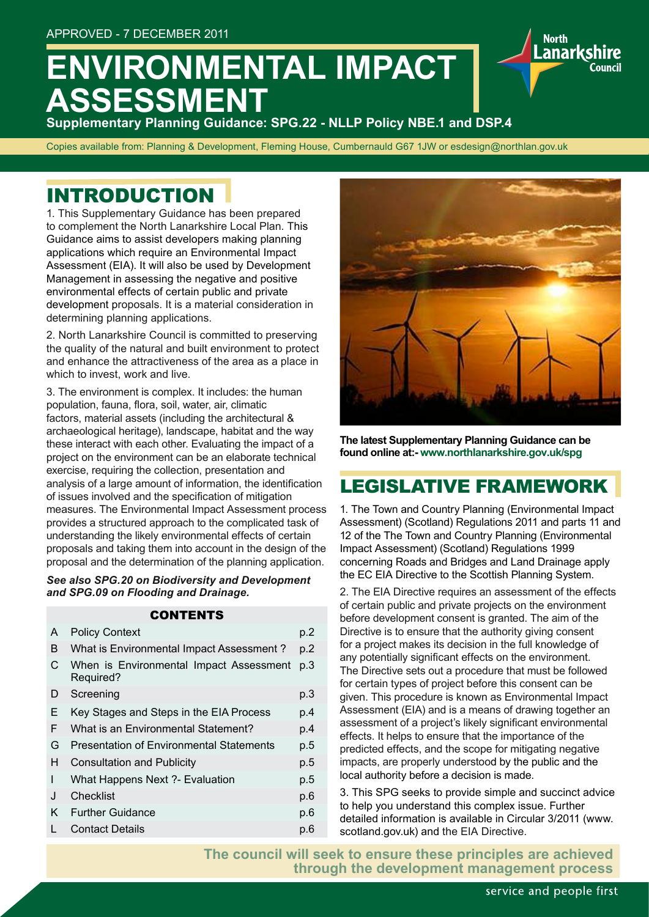APPROVED - 7 DECEMBER 2011

# ENVIRONMENTAL IMPACT ASSESSMENT

**Supplementary Planning Guidance: SPG.22 - NLLP Policy NBE.1 and DSP.4**

Copies available from: Planning & Development, Fleming House, Cumbernauld G67 1JW or esdesign@northlan.gov.uk

## INTRODUCTION

1. This Supplementary Guidance has been prepared to complement the North Lanarkshire Local Plan. This Guidance aims to assist developers making planning applications which require an Environmental Impact Assessment (EIA). It will also be used by Development Management in assessing the negative and positive environmental effects of certain public and private development proposals. It is a material consideration in determining planning applications.

2. North Lanarkshire Council is committed to preserving the quality of the natural and built environment to protect and enhance the attractiveness of the area as a place in which to invest, work and live.

3. The environment is complex. It includes: the human population, fauna, flora, soil, water, air, climatic factors, material assets (including the architectural & archaeological heritage), landscape, habitat and the way these interact with each other. Evaluating the impact of a project on the environment can be an elaborate technical exercise, requiring the collection, presentation and analysis of a large amount of information, the identification of issues involved and the specification of mitigation measures. The Environmental Impact Assessment process provides a structured approach to the complicated task of understanding the likely environmental effects of certain proposals and taking them into account in the design of the proposal and the determination of the planning application.

***See also SPG.20 on Biodiversity and Development and SPG.09 on Flooding and Drainage.***

| CONTENTS | | |
|---|---|---|
| A | Policy Context | p.2 |
| B | What is Environmental Impact Assessment ? | p.2 |
| C | When is Environmental Impact Assessment Required? | p.3 |
| D | Screening | p.3 |
| E | Key Stages and Steps in the EIA Process | p.4 |
| F | What is an Environmental Statement? | p.4 |
| G | Presentation of Environmental Statements | p.5 |
| H | Consultation and Publicity | p.5 |
| I | What Happens Next ?- Evaluation | p.5 |
| J | Checklist | p.6 |
| K | Further Guidance | p.6 |
| L | Contact Details | p.6 |

**The latest Supplementary Planning Guidance can be found online at:- www.northlanarkshire.gov.uk/spg**

## LEGISLATIVE FRAMEWORK

1. The Town and Country Planning (Environmental Impact Assessment) (Scotland) Regulations 2011 and parts 11 and 12 of the The Town and Country Planning (Environmental Impact Assessment) (Scotland) Regulations 1999 concerning Roads and Bridges and Land Drainage apply the EC EIA Directive to the Scottish Planning System.

2. The EIA Directive requires an assessment of the effects of certain public and private projects on the environment before development consent is granted. The aim of the Directive is to ensure that the authority giving consent for a project makes its decision in the full knowledge of any potentially significant effects on the environment. The Directive sets out a procedure that must be followed for certain types of project before this consent can be given. This procedure is known as Environmental Impact Assessment (EIA) and is a means of drawing together an assessment of a project's likely significant environmental effects. It helps to ensure that the importance of the predicted effects, and the scope for mitigating negative impacts, are properly understood by the public and the local authority before a decision is made.

3. This SPG seeks to provide simple and succinct advice to help you understand this complex issue. Further detailed information is available in Circular 3/2011 (www.scotland.gov.uk) and the EIA Directive.

**The council will seek to ensure these principles are achieved through the development management process**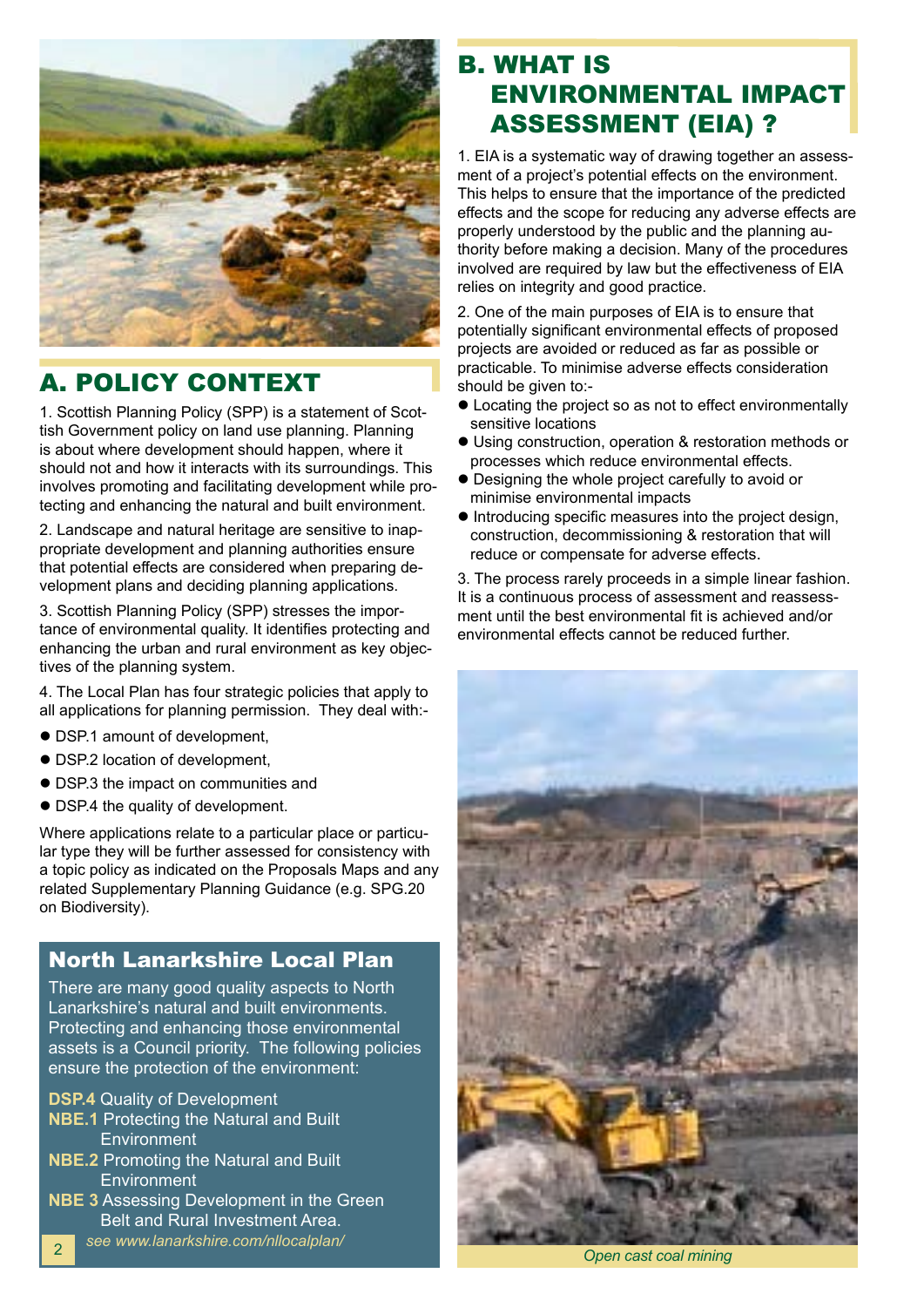## A. POLICY CONTEXT

1. Scottish Planning Policy (SPP) is a statement of Scottish Government policy on land use planning. Planning is about where development should happen, where it should not and how it interacts with its surroundings. This involves promoting and facilitating development while protecting and enhancing the natural and built environment.

2. Landscape and natural heritage are sensitive to inappropriate development and planning authorities ensure that potential effects are considered when preparing development plans and deciding planning applications.

3. Scottish Planning Policy (SPP) stresses the importance of environmental quality. It identifies protecting and enhancing the urban and rural environment as key objectives of the planning system.

4. The Local Plan has four strategic policies that apply to all applications for planning permission. They deal with:-

- DSP.1 amount of development,
- DSP.2 location of development,
- DSP.3 the impact on communities and
- DSP.4 the quality of development.

Where applications relate to a particular place or particular type they will be further assessed for consistency with a topic policy as indicated on the Proposals Maps and any related Supplementary Planning Guidance (e.g. SPG.20 on Biodiversity).

### North Lanarkshire Local Plan

There are many good quality aspects to North Lanarkshire's natural and built environments. Protecting and enhancing those environmental assets is a Council priority. The following policies ensure the protection of the environment:

**DSP.4** Quality of Development
**NBE.1** Protecting the Natural and Built Environment
**NBE.2** Promoting the Natural and Built Environment
**NBE 3** Assessing Development in the Green Belt and Rural Investment Area.

*see www.lanarkshire.com/nllocalplan/*

## B. WHAT IS ENVIRONMENTAL IMPACT ASSESSMENT (EIA) ?

1. EIA is a systematic way of drawing together an assessment of a project's potential effects on the environment. This helps to ensure that the importance of the predicted effects and the scope for reducing any adverse effects are properly understood by the public and the planning authority before making a decision. Many of the procedures involved are required by law but the effectiveness of EIA relies on integrity and good practice.

2. One of the main purposes of EIA is to ensure that potentially significant environmental effects of proposed projects are avoided or reduced as far as possible or practicable. To minimise adverse effects consideration should be given to:-

- Locating the project so as not to effect environmentally sensitive locations
- Using construction, operation & restoration methods or processes which reduce environmental effects.
- Designing the whole project carefully to avoid or minimise environmental impacts
- Introducing specific measures into the project design, construction, decommissioning & restoration that will reduce or compensate for adverse effects.

3. The process rarely proceeds in a simple linear fashion. It is a continuous process of assessment and reassessment until the best environmental fit is achieved and/or environmental effects cannot be reduced further.

*Open cast coal mining*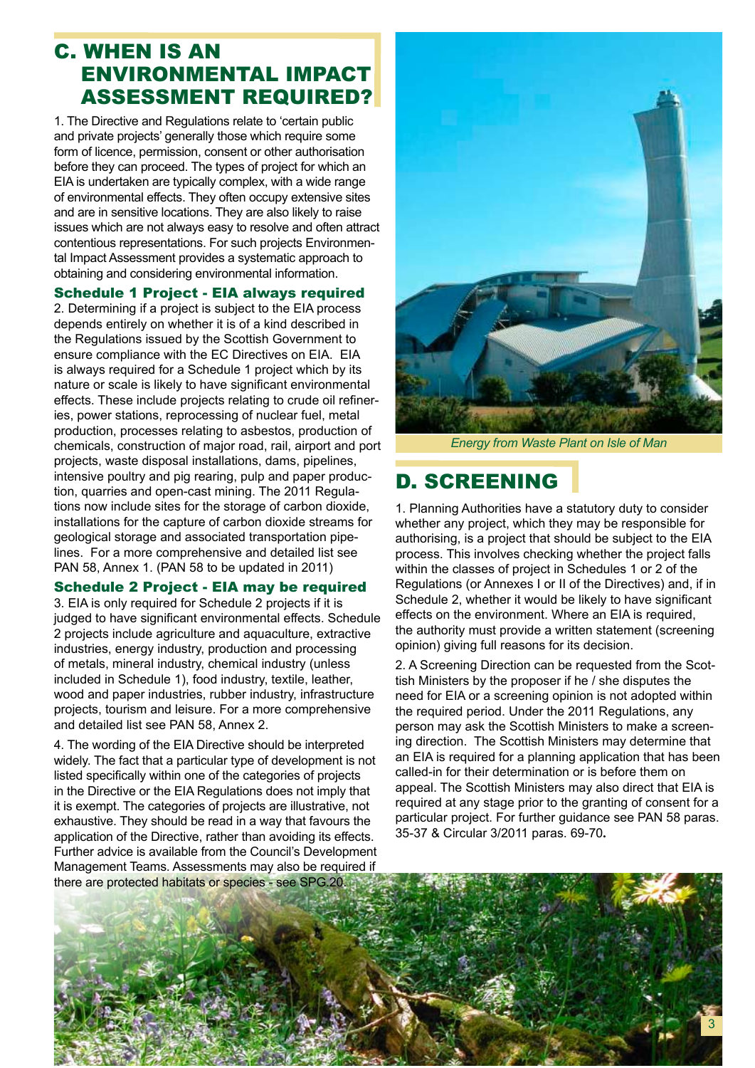## C. WHEN IS AN ENVIRONMENTAL IMPACT ASSESSMENT REQUIRED?

1. The Directive and Regulations relate to 'certain public and private projects' generally those which require some form of licence, permission, consent or other authorisation before they can proceed. The types of project for which an EIA is undertaken are typically complex, with a wide range of environmental effects. They often occupy extensive sites and are in sensitive locations. They are also likely to raise issues which are not always easy to resolve and often attract contentious representations. For such projects Environmental Impact Assessment provides a systematic approach to obtaining and considering environmental information.

### Schedule 1 Project - EIA always required

2. Determining if a project is subject to the EIA process depends entirely on whether it is of a kind described in the Regulations issued by the Scottish Government to ensure compliance with the EC Directives on EIA. EIA is always required for a Schedule 1 project which by its nature or scale is likely to have significant environmental effects. These include projects relating to crude oil refineries, power stations, reprocessing of nuclear fuel, metal production, processes relating to asbestos, production of chemicals, construction of major road, rail, airport and port projects, waste disposal installations, dams, pipelines, intensive poultry and pig rearing, pulp and paper production, quarries and open-cast mining. The 2011 Regulations now include sites for the storage of carbon dioxide, installations for the capture of carbon dioxide streams for geological storage and associated transportation pipelines. For a more comprehensive and detailed list see PAN 58, Annex 1. (PAN 58 to be updated in 2011)

### Schedule 2 Project - EIA may be required

3. EIA is only required for Schedule 2 projects if it is judged to have significant environmental effects. Schedule 2 projects include agriculture and aquaculture, extractive industries, energy industry, production and processing of metals, mineral industry, chemical industry (unless included in Schedule 1), food industry, textile, leather, wood and paper industries, rubber industry, infrastructure projects, tourism and leisure. For a more comprehensive and detailed list see PAN 58, Annex 2.

4. The wording of the EIA Directive should be interpreted widely. The fact that a particular type of development is not listed specifically within one of the categories of projects in the Directive or the EIA Regulations does not imply that it is exempt. The categories of projects are illustrative, not exhaustive. They should be read in a way that favours the application of the Directive, rather than avoiding its effects. Further advice is available from the Council's Development Management Teams. Assessments may also be required if there are protected habitats or species - see SPG.20.

*Energy from Waste Plant on Isle of Man*

## D. SCREENING

1. Planning Authorities have a statutory duty to consider whether any project, which they may be responsible for authorising, is a project that should be subject to the EIA process. This involves checking whether the project falls within the classes of project in Schedules 1 or 2 of the Regulations (or Annexes I or II of the Directives) and, if in Schedule 2, whether it would be likely to have significant effects on the environment. Where an EIA is required, the authority must provide a written statement (screening opinion) giving full reasons for its decision.

2. A Screening Direction can be requested from the Scottish Ministers by the proposer if he / she disputes the need for EIA or a screening opinion is not adopted within the required period. Under the 2011 Regulations, any person may ask the Scottish Ministers to make a screening direction. The Scottish Ministers may determine that an EIA is required for a planning application that has been called-in for their determination or is before them on appeal. The Scottish Ministers may also direct that EIA is required at any stage prior to the granting of consent for a particular project. For further guidance see PAN 58 paras. 35-37 & Circular 3/2011 paras. 69-70**.**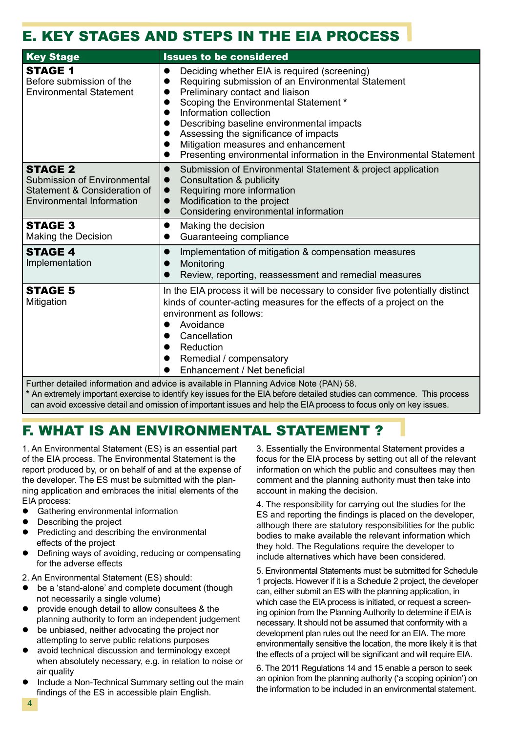## E. KEY STAGES AND STEPS IN THE EIA PROCESS

| Key Stage | Issues to be considered |
| --- | --- |
| **STAGE 1** Before submission of the Environmental Statement | • Deciding whether EIA is required (screening) • Requiring submission of an Environmental Statement • Preliminary contact and liaison • Scoping the Environmental Statement * • Information collection • Describing baseline environmental impacts • Assessing the significance of impacts • Mitigation measures and enhancement • Presenting environmental information in the Environmental Statement |
| **STAGE 2** Submission of Environmental Statement & Consideration of Environmental Information | • Submission of Environmental Statement & project application • Consultation & publicity • Requiring more information • Modification to the project • Considering environmental information |
| **STAGE 3** Making the Decision | • Making the decision • Guaranteeing compliance |
| **STAGE 4** Implementation | • Implementation of mitigation & compensation measures • Monitoring • Review, reporting, reassessment and remedial measures |
| **STAGE 5** Mitigation | In the EIA process it will be necessary to consider five potentially distinct kinds of counter-acting measures for the effects of a project on the environment as follows: • Avoidance • Cancellation • Reduction • Remedial / compensatory • Enhancement / Net beneficial |

Further detailed information and advice is available in Planning Advice Note (PAN) 58.

* An extremely important exercise to identify key issues for the EIA before detailed studies can commence. This process can avoid excessive detail and omission of important issues and help the EIA process to focus only on key issues.

## F. WHAT IS AN ENVIRONMENTAL STATEMENT ?

1. An Environmental Statement (ES) is an essential part of the EIA process. The Environmental Statement is the report produced by, or on behalf of and at the expense of the developer. The ES must be submitted with the planning application and embraces the initial elements of the EIA process:

- Gathering environmental information
- Describing the project
- Predicting and describing the environmental effects of the project
- Defining ways of avoiding, reducing or compensating for the adverse effects

2. An Environmental Statement (ES) should:

- be a 'stand-alone' and complete document (though not necessarily a single volume)
- provide enough detail to allow consultees & the planning authority to form an independent judgement
- be unbiased, neither advocating the project nor attempting to serve public relations purposes
- avoid technical discussion and terminology except when absolutely necessary, e.g. in relation to noise or air quality
- Include a Non-Technical Summary setting out the main findings of the ES in accessible plain English.

3. Essentially the Environmental Statement provides a focus for the EIA process by setting out all of the relevant information on which the public and consultees may then comment and the planning authority must then take into account in making the decision.

4. The responsibility for carrying out the studies for the ES and reporting the findings is placed on the developer, although there are statutory responsibilities for the public bodies to make available the relevant information which they hold. The Regulations require the developer to include alternatives which have been considered.

5. Environmental Statements must be submitted for Schedule 1 projects. However if it is a Schedule 2 project, the developer can, either submit an ES with the planning application, in which case the EIA process is initiated, or request a screening opinion from the Planning Authority to determine if EIA is necessary. It should not be assumed that conformity with a development plan rules out the need for an EIA. The more environmentally sensitive the location, the more likely it is that the effects of a project will be significant and will require EIA.

6. The 2011 Regulations 14 and 15 enable a person to seek an opinion from the planning authority ('a scoping opinion') on the information to be included in an environmental statement.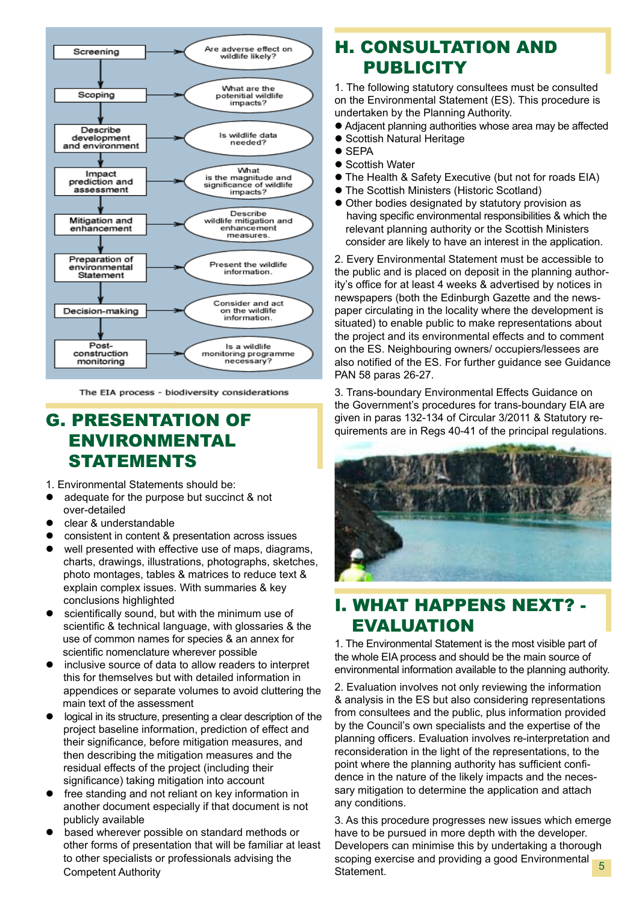| EIA stage | Biodiversity consideration |
|---|---|
| Screening | Are adverse effect on wildlife likely? |
| Scoping | What are the potential wildlife impacts? |
| Describe development and environment | Is wildlife data needed? |
| Impact prediction and assessment | What is the magnitude and significance of wildlife impacts? |
| Mitigation and enhancement | Describe wildlife mitigation and enhancement measures. |
| Preparation of environmental Statement | Present the wildlife information. |
| Decision-making | Consider and act on the wildlife information. |
| Post-construction monitoring | Is a wildlife monitoring programme necessary? |

The EIA process - biodiversity considerations

## G. PRESENTATION OF ENVIRONMENTAL STATEMENTS

1. Environmental Statements should be:

- adequate for the purpose but succinct & not over-detailed
- clear & understandable
- consistent in content & presentation across issues
- well presented with effective use of maps, diagrams, charts, drawings, illustrations, photographs, sketches, photo montages, tables & matrices to reduce text & explain complex issues. With summaries & key conclusions highlighted
- scientifically sound, but with the minimum use of scientific & technical language, with glossaries & the use of common names for species & an annex for scientific nomenclature wherever possible
- inclusive source of data to allow readers to interpret this for themselves but with detailed information in appendices or separate volumes to avoid cluttering the main text of the assessment
- logical in its structure, presenting a clear description of the project baseline information, prediction of effect and their significance, before mitigation measures, and then describing the mitigation measures and the residual effects of the project (including their significance) taking mitigation into account
- free standing and not reliant on key information in another document especially if that document is not publicly available
- based wherever possible on standard methods or other forms of presentation that will be familiar at least to other specialists or professionals advising the Competent Authority

## H. CONSULTATION AND PUBLICITY

1. The following statutory consultees must be consulted on the Environmental Statement (ES). This procedure is undertaken by the Planning Authority.

- Adjacent planning authorities whose area may be affected
- Scottish Natural Heritage
- SEPA
- Scottish Water
- The Health & Safety Executive (but not for roads EIA)
- The Scottish Ministers (Historic Scotland)
- Other bodies designated by statutory provision as having specific environmental responsibilities & which the relevant planning authority or the Scottish Ministers consider are likely to have an interest in the application.

2. Every Environmental Statement must be accessible to the public and is placed on deposit in the planning authority's office for at least 4 weeks & advertised by notices in newspapers (both the Edinburgh Gazette and the newspaper circulating in the locality where the development is situated) to enable public to make representations about the project and its environmental effects and to comment on the ES. Neighbouring owners/ occupiers/lessees are also notified of the ES. For further guidance see Guidance PAN 58 paras 26-27.

3. Trans-boundary Environmental Effects Guidance on the Government's procedures for trans-boundary EIA are given in paras 132-134 of Circular 3/2011 & Statutory requirements are in Regs 40-41 of the principal regulations.

## I. WHAT HAPPENS NEXT? - EVALUATION

1. The Environmental Statement is the most visible part of the whole EIA process and should be the main source of environmental information available to the planning authority.

2. Evaluation involves not only reviewing the information & analysis in the ES but also considering representations from consultees and the public, plus information provided by the Council's own specialists and the expertise of the planning officers. Evaluation involves re-interpretation and reconsideration in the light of the representations, to the point where the planning authority has sufficient confidence in the nature of the likely impacts and the necessary mitigation to determine the application and attach any conditions.

3. As this procedure progresses new issues which emerge have to be pursued in more depth with the developer. Developers can minimise this by undertaking a thorough scoping exercise and providing a good Environmental Statement.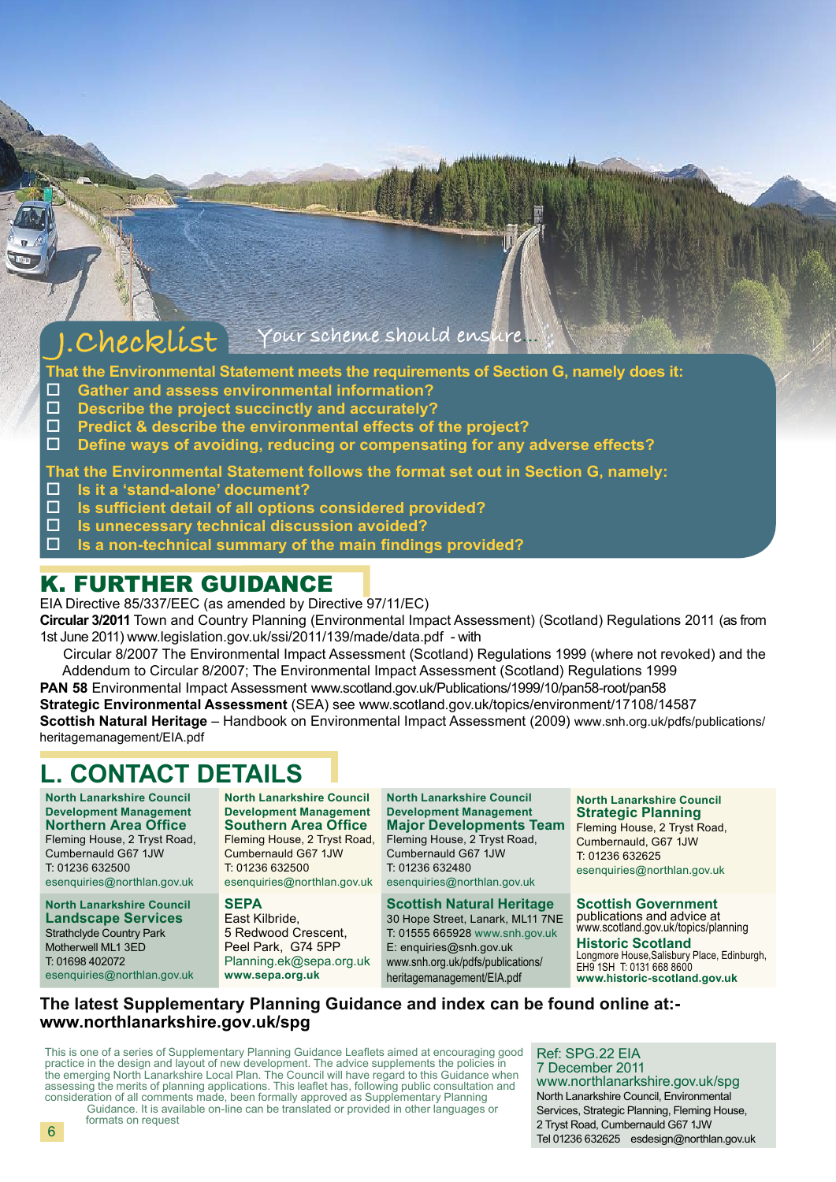## J. Checklist

*Your scheme should ensure...*

**That the Environmental Statement meets the requirements of Section G, namely does it:**

- ☐ Gather and assess environmental information?
- ☐ Describe the project succinctly and accurately?
- ☐ Predict & describe the environmental effects of the project?
- ☐ Define ways of avoiding, reducing or compensating for any adverse effects?

**That the Environmental Statement follows the format set out in Section G, namely:**

- ☐ Is it a 'stand-alone' document?
- ☐ Is sufficient detail of all options considered provided?
- ☐ Is unnecessary technical discussion avoided?
- ☐ Is a non-technical summary of the main findings provided?

## K. FURTHER GUIDANCE

EIA Directive 85/337/EEC (as amended by Directive 97/11/EC)

**Circular 3/2011** Town and Country Planning (Environmental Impact Assessment) (Scotland) Regulations 2011 (as from 1st June 2011) www.legislation.gov.uk/ssi/2011/139/made/data.pdf - with

Circular 8/2007 The Environmental Impact Assessment (Scotland) Regulations 1999 (where not revoked) and the Addendum to Circular 8/2007; The Environmental Impact Assessment (Scotland) Regulations 1999

**PAN 58** Environmental Impact Assessment www.scotland.gov.uk/Publications/1999/10/pan58-root/pan58

**Strategic Environmental Assessment** (SEA) see www.scotland.gov.uk/topics/environment/17108/14587

**Scottish Natural Heritage** – Handbook on Environmental Impact Assessment (2009) www.snh.org.uk/pdfs/publications/heritagemanagement/EIA.pdf

## L. CONTACT DETAILS

**North Lanarkshire Council**
**Development Management**
**Northern Area Office**
Fleming House, 2 Tryst Road,
Cumbernauld G67 1JW
T: 01236 632500
esenquiries@northlan.gov.uk

**North Lanarkshire Council**
**Development Management**
**Southern Area Office**
Fleming House, 2 Tryst Road,
Cumbernauld G67 1JW
T: 01236 632500
esenquiries@northlan.gov.uk

**North Lanarkshire Council**
**Development Management**
**Major Developments Team**
Fleming House, 2 Tryst Road,
Cumbernauld G67 1JW
T: 01236 632480
esenquiries@northlan.gov.uk

**North Lanarkshire Council**
**Strategic Planning**
Fleming House, 2 Tryst Road,
Cumbernauld, G67 1JW
T: 01236 632625
esenquiries@northlan.gov.uk

**North Lanarkshire Council**
**Landscape Services**
Strathclyde Country Park
Motherwell ML1 3ED
T: 01698 402072
esenquiries@northlan.gov.uk

**SEPA**
East Kilbride,
5 Redwood Crescent,
Peel Park, G74 5PP
Planning.ek@sepa.org.uk
**www.sepa.org.uk**

**Scottish Natural Heritage**
30 Hope Street, Lanark, ML11 7NE
T: 01555 665928 www.snh.gov.uk
E: enquiries@snh.gov.uk
www.snh.org.uk/pdfs/publications/heritagemanagement/EIA.pdf

**Scottish Government**
publications and advice at
www.scotland.gov.uk/topics/planning

**Historic Scotland**
Longmore House, Salisbury Place, Edinburgh, EH9 1SH T: 0131 668 8600
**www.historic-scotland.gov.uk**

**The latest Supplementary Planning Guidance and index can be found online at:- www.northlanarkshire.gov.uk/spg**

This is one of a series of Supplementary Planning Guidance Leaflets aimed at encouraging good practice in the design and layout of new development. The advice supplements the policies in the emerging North Lanarkshire Local Plan. The Council will have regard to this Guidance when assessing the merits of planning applications. This leaflet has, following public consultation and consideration of all comments made, been formally approved as Supplementary Planning Guidance. It is available on-line can be translated or provided in other languages or formats on request

Ref: SPG.22 EIA
7 December 2011
www.northlanarkshire.gov.uk/spg
North Lanarkshire Council, Environmental Services, Strategic Planning, Fleming House, 2 Tryst Road, Cumbernauld G67 1JW
Tel 01236 632625 esdesign@northlan.gov.uk